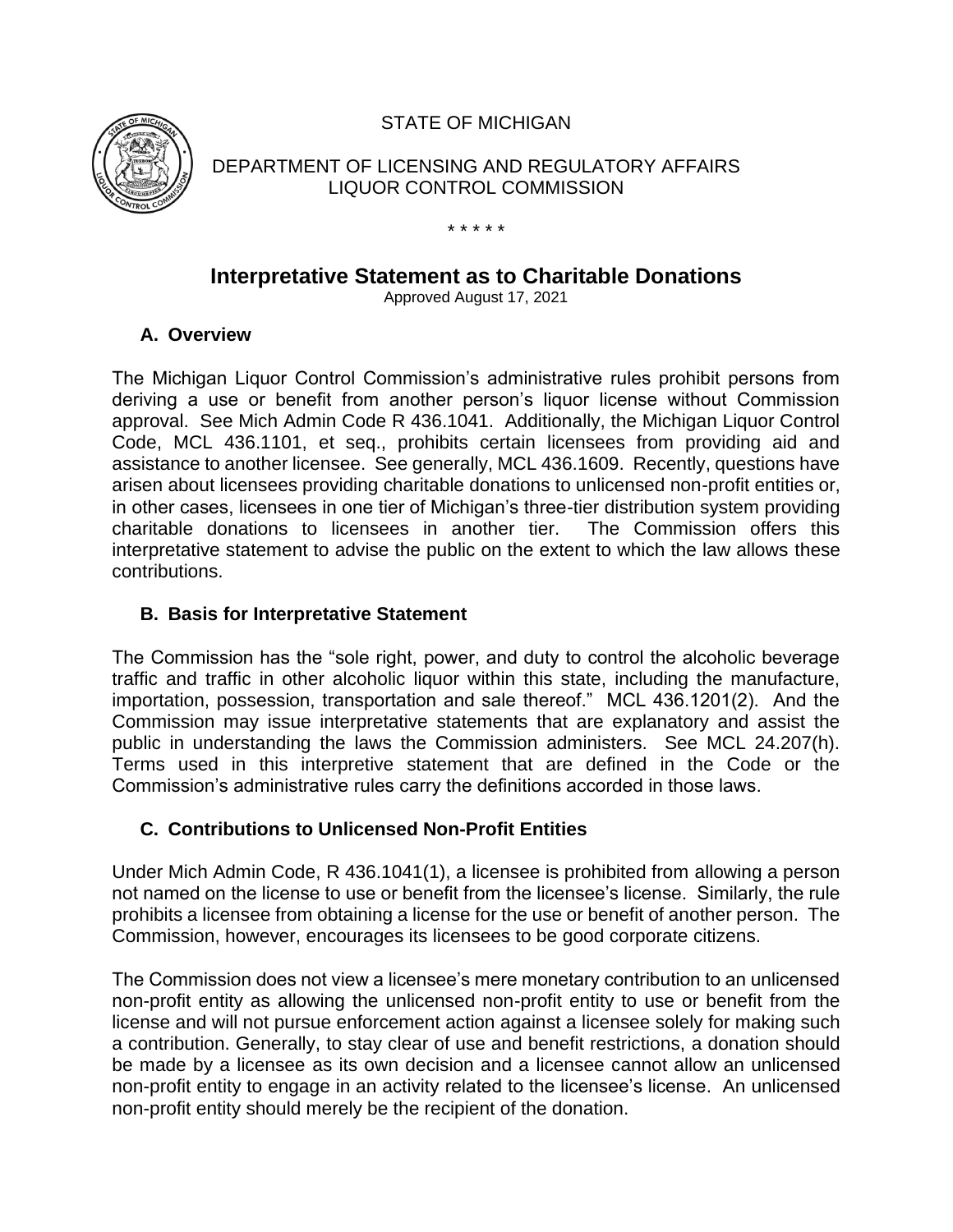STATE OF MICHIGAN

DEPARTMENT OF LICENSING AND REGULATORY AFFAIRS
LIQUOR CONTROL COMMISSION

\* \* \* \* \*

# Interpretative Statement as to Charitable Donations

Approved August 17, 2021

## A. Overview

The Michigan Liquor Control Commission's administrative rules prohibit persons from deriving a use or benefit from another person's liquor license without Commission approval. See Mich Admin Code R 436.1041. Additionally, the Michigan Liquor Control Code, MCL 436.1101, et seq., prohibits certain licensees from providing aid and assistance to another licensee. See generally, MCL 436.1609. Recently, questions have arisen about licensees providing charitable donations to unlicensed non-profit entities or, in other cases, licensees in one tier of Michigan's three-tier distribution system providing charitable donations to licensees in another tier. The Commission offers this interpretative statement to advise the public on the extent to which the law allows these contributions.

## B. Basis for Interpretative Statement

The Commission has the "sole right, power, and duty to control the alcoholic beverage traffic and traffic in other alcoholic liquor within this state, including the manufacture, importation, possession, transportation and sale thereof." MCL 436.1201(2). And the Commission may issue interpretative statements that are explanatory and assist the public in understanding the laws the Commission administers. See MCL 24.207(h). Terms used in this interpretive statement that are defined in the Code or the Commission's administrative rules carry the definitions accorded in those laws.

## C. Contributions to Unlicensed Non-Profit Entities

Under Mich Admin Code, R 436.1041(1), a licensee is prohibited from allowing a person not named on the license to use or benefit from the licensee's license. Similarly, the rule prohibits a licensee from obtaining a license for the use or benefit of another person. The Commission, however, encourages its licensees to be good corporate citizens.

The Commission does not view a licensee's mere monetary contribution to an unlicensed non-profit entity as allowing the unlicensed non-profit entity to use or benefit from the license and will not pursue enforcement action against a licensee solely for making such a contribution. Generally, to stay clear of use and benefit restrictions, a donation should be made by a licensee as its own decision and a licensee cannot allow an unlicensed non-profit entity to engage in an activity related to the licensee's license. An unlicensed non-profit entity should merely be the recipient of the donation.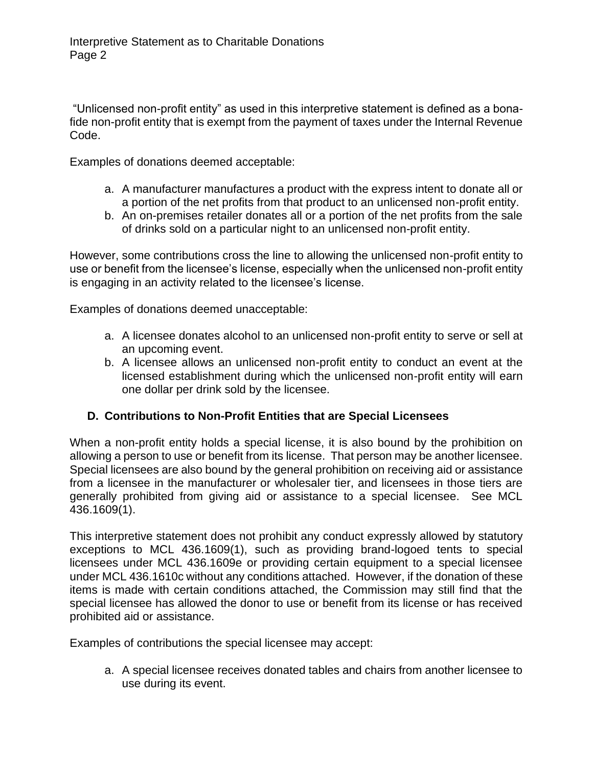"Unlicensed non-profit entity" as used in this interpretive statement is defined as a bona-fide non-profit entity that is exempt from the payment of taxes under the Internal Revenue Code.

Examples of donations deemed acceptable:

a. A manufacturer manufactures a product with the express intent to donate all or a portion of the net profits from that product to an unlicensed non-profit entity.
b. An on-premises retailer donates all or a portion of the net profits from the sale of drinks sold on a particular night to an unlicensed non-profit entity.

However, some contributions cross the line to allowing the unlicensed non-profit entity to use or benefit from the licensee's license, especially when the unlicensed non-profit entity is engaging in an activity related to the licensee's license.

Examples of donations deemed unacceptable:

a. A licensee donates alcohol to an unlicensed non-profit entity to serve or sell at an upcoming event.
b. A licensee allows an unlicensed non-profit entity to conduct an event at the licensed establishment during which the unlicensed non-profit entity will earn one dollar per drink sold by the licensee.

### D. Contributions to Non-Profit Entities that are Special Licensees

When a non-profit entity holds a special license, it is also bound by the prohibition on allowing a person to use or benefit from its license. That person may be another licensee. Special licensees are also bound by the general prohibition on receiving aid or assistance from a licensee in the manufacturer or wholesaler tier, and licensees in those tiers are generally prohibited from giving aid or assistance to a special licensee. See MCL 436.1609(1).

This interpretive statement does not prohibit any conduct expressly allowed by statutory exceptions to MCL 436.1609(1), such as providing brand-logoed tents to special licensees under MCL 436.1609e or providing certain equipment to a special licensee under MCL 436.1610c without any conditions attached. However, if the donation of these items is made with certain conditions attached, the Commission may still find that the special licensee has allowed the donor to use or benefit from its license or has received prohibited aid or assistance.

Examples of contributions the special licensee may accept:

a. A special licensee receives donated tables and chairs from another licensee to use during its event.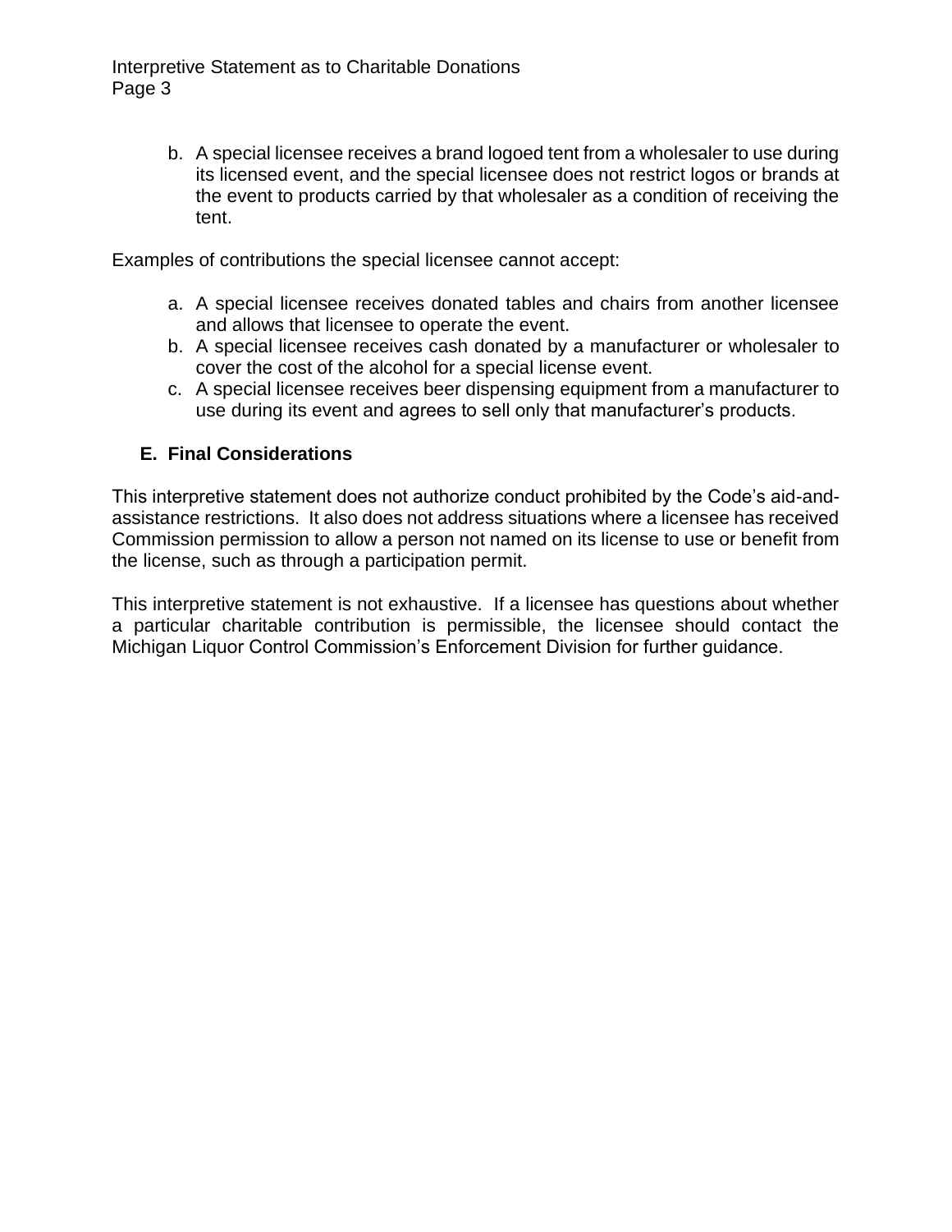b. A special licensee receives a brand logoed tent from a wholesaler to use during its licensed event, and the special licensee does not restrict logos or brands at the event to products carried by that wholesaler as a condition of receiving the tent.

Examples of contributions the special licensee cannot accept:

a. A special licensee receives donated tables and chairs from another licensee and allows that licensee to operate the event.
b. A special licensee receives cash donated by a manufacturer or wholesaler to cover the cost of the alcohol for a special license event.
c. A special licensee receives beer dispensing equipment from a manufacturer to use during its event and agrees to sell only that manufacturer's products.

### E. Final Considerations

This interpretive statement does not authorize conduct prohibited by the Code's aid-and-assistance restrictions. It also does not address situations where a licensee has received Commission permission to allow a person not named on its license to use or benefit from the license, such as through a participation permit.

This interpretive statement is not exhaustive. If a licensee has questions about whether a particular charitable contribution is permissible, the licensee should contact the Michigan Liquor Control Commission's Enforcement Division for further guidance.